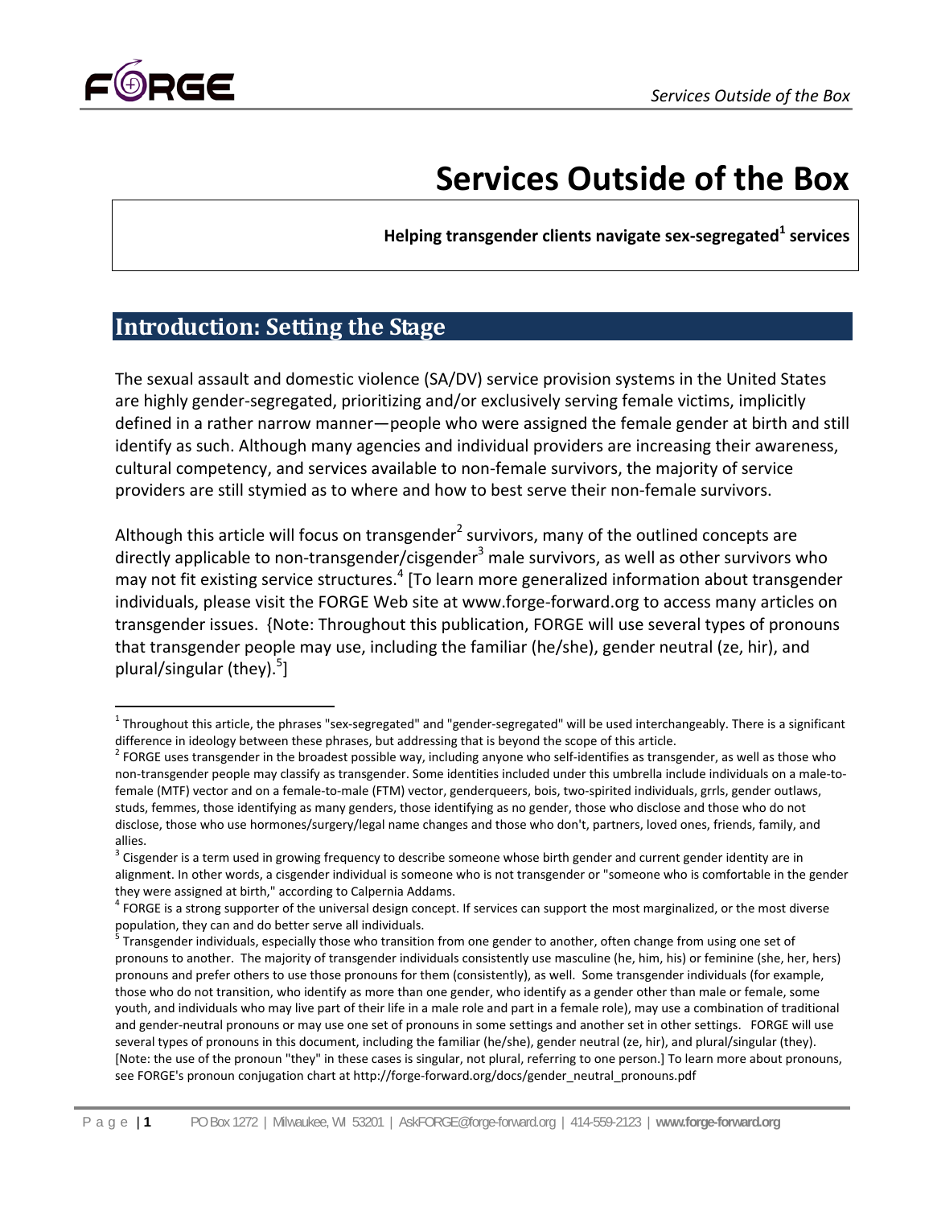# Services Outside of the Box

**Helping transgender clients navigate sex-segregated[1] services**

## Introduction: Setting the Stage

The sexual assault and domestic violence (SA/DV) service provision systems in the United States are highly gender-segregated, prioritizing and/or exclusively serving female victims, implicitly defined in a rather narrow manner—people who were assigned the female gender at birth and still identify as such. Although many agencies and individual providers are increasing their awareness, cultural competency, and services available to non-female survivors, the majority of service providers are still stymied as to where and how to best serve their non-female survivors.

Although this article will focus on transgender[2] survivors, many of the outlined concepts are directly applicable to non-transgender/cisgender[3] male survivors, as well as other survivors who may not fit existing service structures.[4] [To learn more generalized information about transgender individuals, please visit the FORGE Web site at www.forge-forward.org to access many articles on transgender issues. {Note: Throughout this publication, FORGE will use several types of pronouns that transgender people may use, including the familiar (he/she), gender neutral (ze, hir), and plural/singular (they).[5]]

---

[1] Throughout this article, the phrases "sex-segregated" and "gender-segregated" will be used interchangeably. There is a significant difference in ideology between these phrases, but addressing that is beyond the scope of this article.

[2] FORGE uses transgender in the broadest possible way, including anyone who self-identifies as transgender, as well as those who non-transgender people may classify as transgender. Some identities included under this umbrella include individuals on a male-to-female (MTF) vector and on a female-to-male (FTM) vector, genderqueers, bois, two-spirited individuals, grrls, gender outlaws, studs, femmes, those identifying as many genders, those identifying as no gender, those who disclose and those who do not disclose, those who use hormones/surgery/legal name changes and those who don't, partners, loved ones, friends, family, and allies.

[3] Cisgender is a term used in growing frequency to describe someone whose birth gender and current gender identity are in alignment. In other words, a cisgender individual is someone who is not transgender or "someone who is comfortable in the gender they were assigned at birth," according to Calpernia Addams.

[4] FORGE is a strong supporter of the universal design concept. If services can support the most marginalized, or the most diverse population, they can and do better serve all individuals.

[5] Transgender individuals, especially those who transition from one gender to another, often change from using one set of pronouns to another. The majority of transgender individuals consistently use masculine (he, him, his) or feminine (she, her, hers) pronouns and prefer others to use those pronouns for them (consistently), as well. Some transgender individuals (for example, those who do not transition, who identify as more than one gender, who identify as a gender other than male or female, some youth, and individuals who may live part of their life in a male role and part in a female role), may use a combination of traditional and gender-neutral pronouns or may use one set of pronouns in some settings and another set in other settings. FORGE will use several types of pronouns in this document, including the familiar (he/she), gender neutral (ze, hir), and plural/singular (they). [Note: the use of the pronoun "they" in these cases is singular, not plural, referring to one person.] To learn more about pronouns, see FORGE's pronoun conjugation chart at http://forge-forward.org/docs/gender_neutral_pronouns.pdf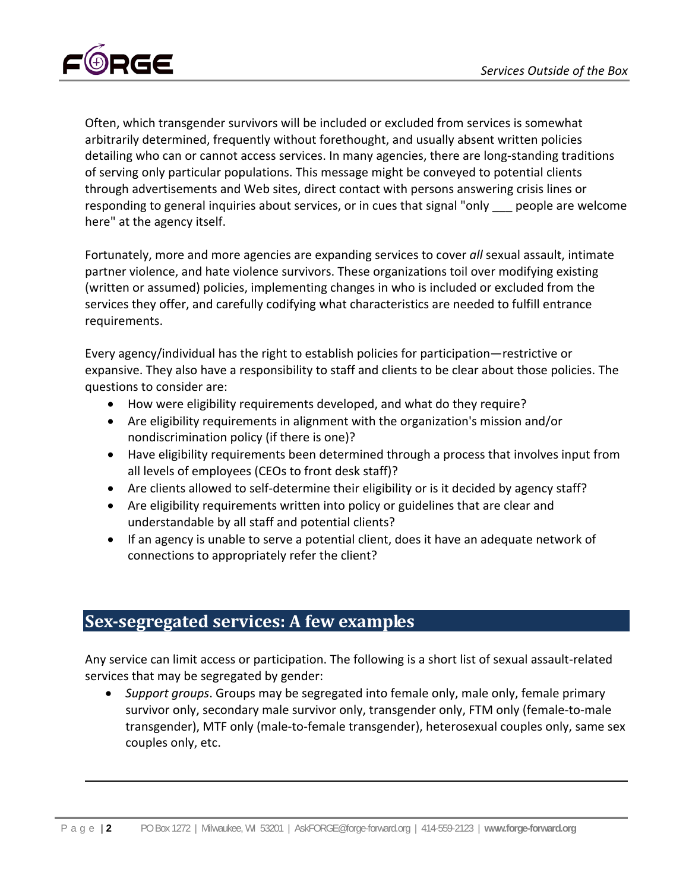Often, which transgender survivors will be included or excluded from services is somewhat arbitrarily determined, frequently without forethought, and usually absent written policies detailing who can or cannot access services. In many agencies, there are long-standing traditions of serving only particular populations. This message might be conveyed to potential clients through advertisements and Web sites, direct contact with persons answering crisis lines or responding to general inquiries about services, or in cues that signal "only ___ people are welcome here" at the agency itself.

Fortunately, more and more agencies are expanding services to cover *all* sexual assault, intimate partner violence, and hate violence survivors. These organizations toil over modifying existing (written or assumed) policies, implementing changes in who is included or excluded from the services they offer, and carefully codifying what characteristics are needed to fulfill entrance requirements.

Every agency/individual has the right to establish policies for participation—restrictive or expansive. They also have a responsibility to staff and clients to be clear about those policies. The questions to consider are:

- How were eligibility requirements developed, and what do they require?
- Are eligibility requirements in alignment with the organization's mission and/or nondiscrimination policy (if there is one)?
- Have eligibility requirements been determined through a process that involves input from all levels of employees (CEOs to front desk staff)?
- Are clients allowed to self-determine their eligibility or is it decided by agency staff?
- Are eligibility requirements written into policy or guidelines that are clear and understandable by all staff and potential clients?
- If an agency is unable to serve a potential client, does it have an adequate network of connections to appropriately refer the client?

## Sex-segregated services: A few examples

Any service can limit access or participation. The following is a short list of sexual assault-related services that may be segregated by gender:

- *Support groups*. Groups may be segregated into female only, male only, female primary survivor only, secondary male survivor only, transgender only, FTM only (female-to-male transgender), MTF only (male-to-female transgender), heterosexual couples only, same sex couples only, etc.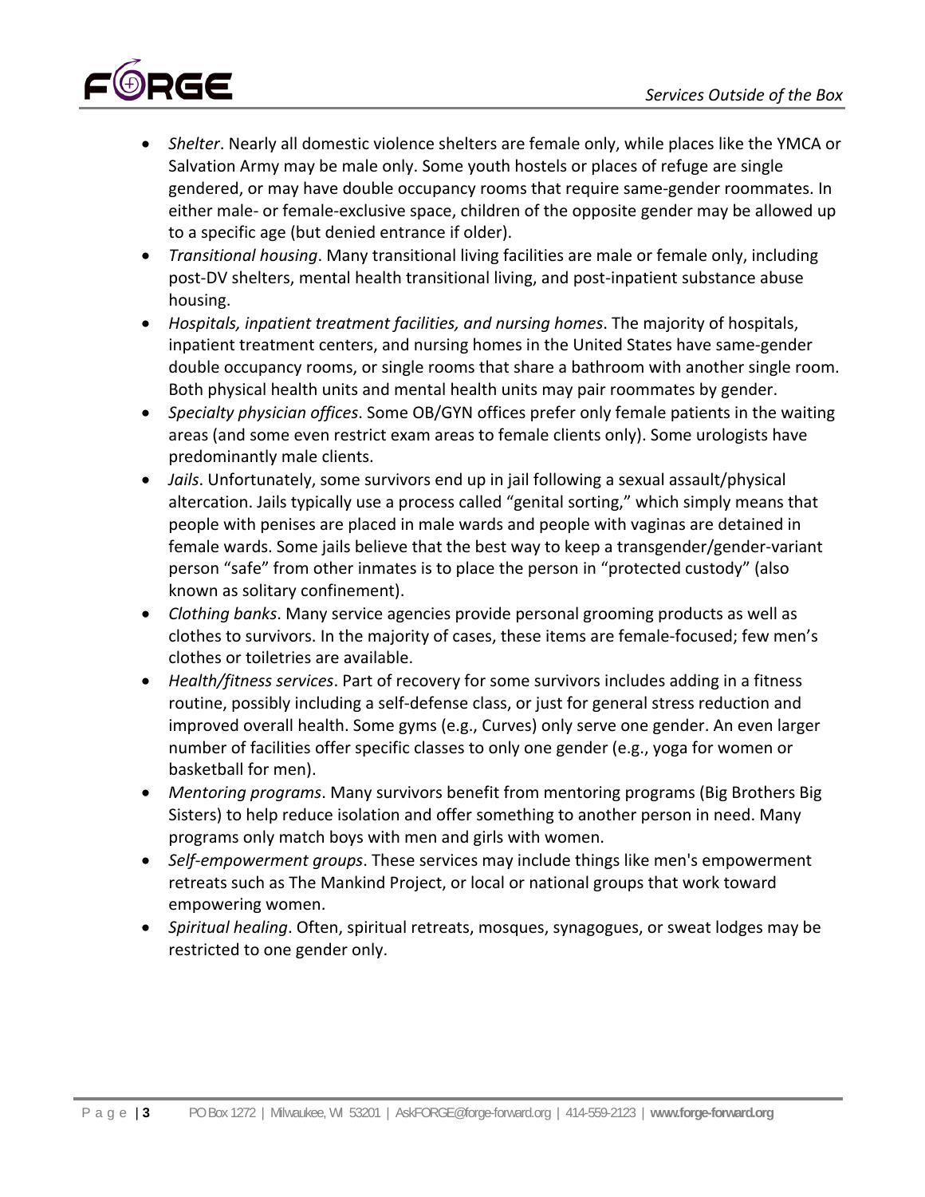- *Shelter*. Nearly all domestic violence shelters are female only, while places like the YMCA or Salvation Army may be male only. Some youth hostels or places of refuge are single gendered, or may have double occupancy rooms that require same-gender roommates. In either male- or female-exclusive space, children of the opposite gender may be allowed up to a specific age (but denied entrance if older).
- *Transitional housing*. Many transitional living facilities are male or female only, including post-DV shelters, mental health transitional living, and post-inpatient substance abuse housing.
- *Hospitals, inpatient treatment facilities, and nursing homes*. The majority of hospitals, inpatient treatment centers, and nursing homes in the United States have same-gender double occupancy rooms, or single rooms that share a bathroom with another single room. Both physical health units and mental health units may pair roommates by gender.
- *Specialty physician offices*. Some OB/GYN offices prefer only female patients in the waiting areas (and some even restrict exam areas to female clients only). Some urologists have predominantly male clients.
- *Jails*. Unfortunately, some survivors end up in jail following a sexual assault/physical altercation. Jails typically use a process called "genital sorting," which simply means that people with penises are placed in male wards and people with vaginas are detained in female wards. Some jails believe that the best way to keep a transgender/gender-variant person "safe" from other inmates is to place the person in "protected custody" (also known as solitary confinement).
- *Clothing banks*. Many service agencies provide personal grooming products as well as clothes to survivors. In the majority of cases, these items are female-focused; few men's clothes or toiletries are available.
- *Health/fitness services*. Part of recovery for some survivors includes adding in a fitness routine, possibly including a self-defense class, or just for general stress reduction and improved overall health. Some gyms (e.g., Curves) only serve one gender. An even larger number of facilities offer specific classes to only one gender (e.g., yoga for women or basketball for men).
- *Mentoring programs*. Many survivors benefit from mentoring programs (Big Brothers Big Sisters) to help reduce isolation and offer something to another person in need. Many programs only match boys with men and girls with women.
- *Self-empowerment groups*. These services may include things like men's empowerment retreats such as The Mankind Project, or local or national groups that work toward empowering women.
- *Spiritual healing*. Often, spiritual retreats, mosques, synagogues, or sweat lodges may be restricted to one gender only.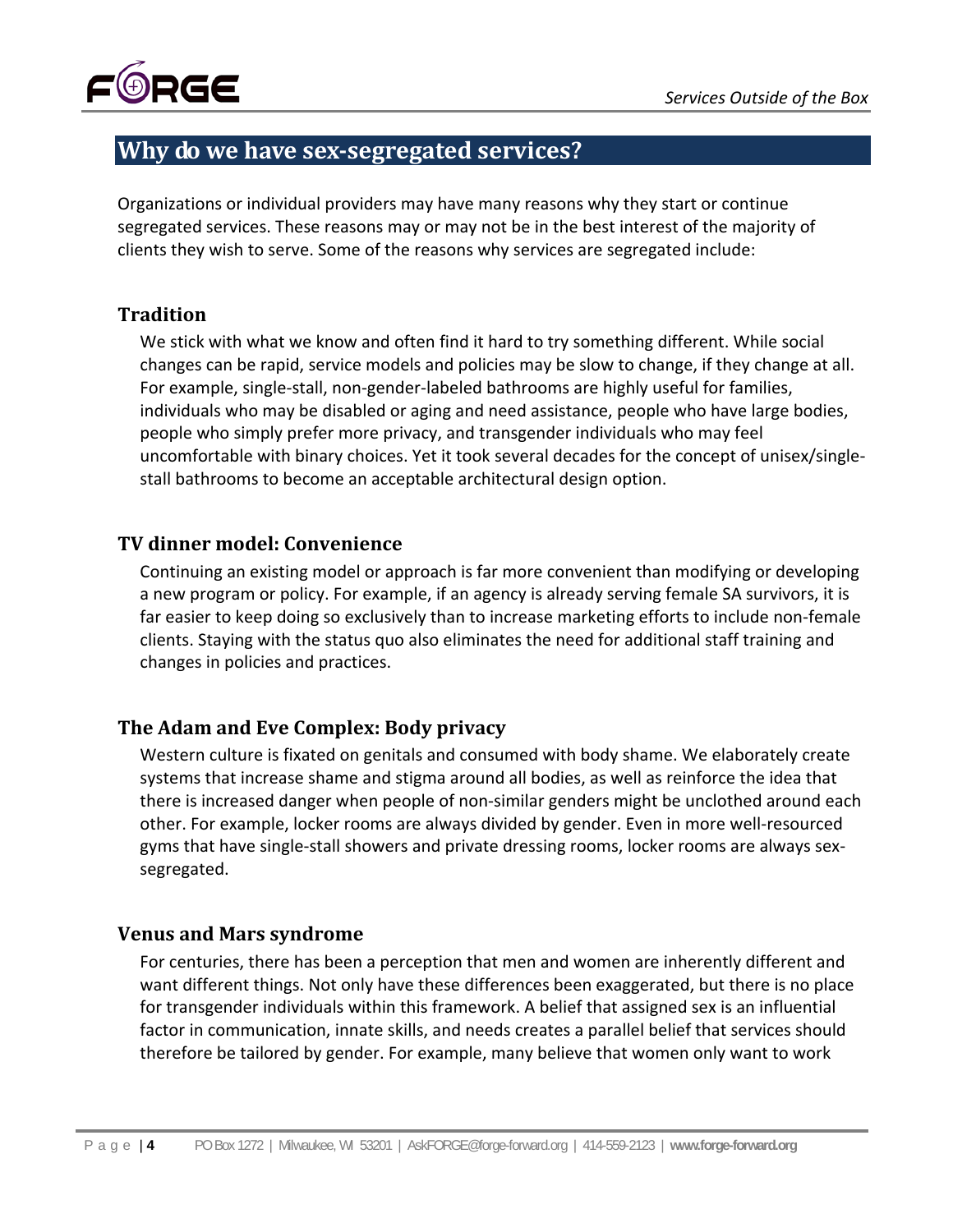## Why do we have sex-segregated services?

Organizations or individual providers may have many reasons why they start or continue segregated services. These reasons may or may not be in the best interest of the majority of clients they wish to serve. Some of the reasons why services are segregated include:

### Tradition

We stick with what we know and often find it hard to try something different. While social changes can be rapid, service models and policies may be slow to change, if they change at all. For example, single-stall, non-gender-labeled bathrooms are highly useful for families, individuals who may be disabled or aging and need assistance, people who have large bodies, people who simply prefer more privacy, and transgender individuals who may feel uncomfortable with binary choices. Yet it took several decades for the concept of unisex/single-stall bathrooms to become an acceptable architectural design option.

### TV dinner model: Convenience

Continuing an existing model or approach is far more convenient than modifying or developing a new program or policy. For example, if an agency is already serving female SA survivors, it is far easier to keep doing so exclusively than to increase marketing efforts to include non-female clients. Staying with the status quo also eliminates the need for additional staff training and changes in policies and practices.

### The Adam and Eve Complex: Body privacy

Western culture is fixated on genitals and consumed with body shame. We elaborately create systems that increase shame and stigma around all bodies, as well as reinforce the idea that there is increased danger when people of non-similar genders might be unclothed around each other. For example, locker rooms are always divided by gender. Even in more well-resourced gyms that have single-stall showers and private dressing rooms, locker rooms are always sex-segregated.

### Venus and Mars syndrome

For centuries, there has been a perception that men and women are inherently different and want different things. Not only have these differences been exaggerated, but there is no place for transgender individuals within this framework. A belief that assigned sex is an influential factor in communication, innate skills, and needs creates a parallel belief that services should therefore be tailored by gender. For example, many believe that women only want to work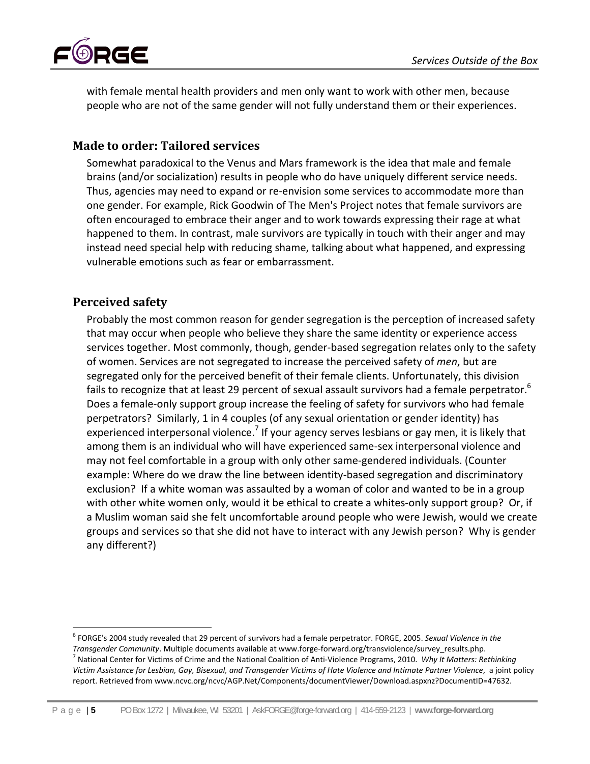with female mental health providers and men only want to work with other men, because people who are not of the same gender will not fully understand them or their experiences.

## Made to order: Tailored services

Somewhat paradoxical to the Venus and Mars framework is the idea that male and female brains (and/or socialization) results in people who do have uniquely different service needs. Thus, agencies may need to expand or re-envision some services to accommodate more than one gender. For example, Rick Goodwin of The Men's Project notes that female survivors are often encouraged to embrace their anger and to work towards expressing their rage at what happened to them. In contrast, male survivors are typically in touch with their anger and may instead need special help with reducing shame, talking about what happened, and expressing vulnerable emotions such as fear or embarrassment.

## Perceived safety

Probably the most common reason for gender segregation is the perception of increased safety that may occur when people who believe they share the same identity or experience access services together. Most commonly, though, gender-based segregation relates only to the safety of women. Services are not segregated to increase the perceived safety of *men*, but are segregated only for the perceived benefit of their female clients. Unfortunately, this division fails to recognize that at least 29 percent of sexual assault survivors had a female perpetrator.[6] Does a female-only support group increase the feeling of safety for survivors who had female perpetrators? Similarly, 1 in 4 couples (of any sexual orientation or gender identity) has experienced interpersonal violence.[7] If your agency serves lesbians or gay men, it is likely that among them is an individual who will have experienced same-sex interpersonal violence and may not feel comfortable in a group with only other same-gendered individuals. (Counter example: Where do we draw the line between identity-based segregation and discriminatory exclusion? If a white woman was assaulted by a woman of color and wanted to be in a group with other white women only, would it be ethical to create a whites-only support group? Or, if a Muslim woman said she felt uncomfortable around people who were Jewish, would we create groups and services so that she did not have to interact with any Jewish person? Why is gender any different?)

---

[6] FORGE's 2004 study revealed that 29 percent of survivors had a female perpetrator. FORGE, 2005. *Sexual Violence in the Transgender Community*. Multiple documents available at www.forge-forward.org/transviolence/survey_results.php.

[7] National Center for Victims of Crime and the National Coalition of Anti-Violence Programs, 2010. *Why It Matters: Rethinking Victim Assistance for Lesbian, Gay, Bisexual, and Transgender Victims of Hate Violence and Intimate Partner Violence*, a joint policy report. Retrieved from www.ncvc.org/ncvc/AGP.Net/Components/documentViewer/Download.aspxnz?DocumentID=47632.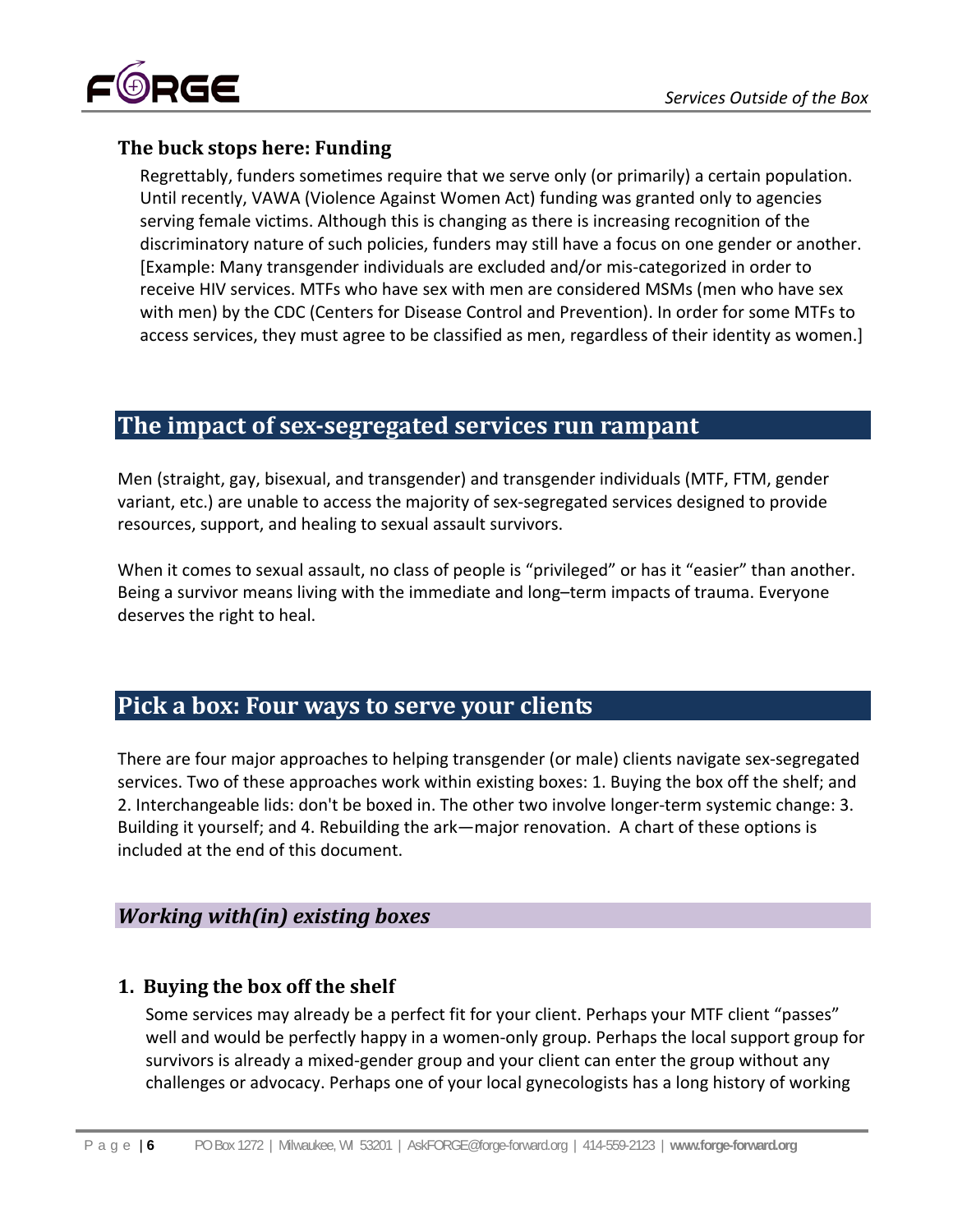### The buck stops here: Funding

Regrettably, funders sometimes require that we serve only (or primarily) a certain population. Until recently, VAWA (Violence Against Women Act) funding was granted only to agencies serving female victims. Although this is changing as there is increasing recognition of the discriminatory nature of such policies, funders may still have a focus on one gender or another. [Example: Many transgender individuals are excluded and/or mis-categorized in order to receive HIV services. MTFs who have sex with men are considered MSMs (men who have sex with men) by the CDC (Centers for Disease Control and Prevention). In order for some MTFs to access services, they must agree to be classified as men, regardless of their identity as women.]

## The impact of sex-segregated services run rampant

Men (straight, gay, bisexual, and transgender) and transgender individuals (MTF, FTM, gender variant, etc.) are unable to access the majority of sex-segregated services designed to provide resources, support, and healing to sexual assault survivors.

When it comes to sexual assault, no class of people is "privileged" or has it "easier" than another. Being a survivor means living with the immediate and long–term impacts of trauma. Everyone deserves the right to heal.

## Pick a box: Four ways to serve your clients

There are four major approaches to helping transgender (or male) clients navigate sex-segregated services. Two of these approaches work within existing boxes: 1. Buying the box off the shelf; and 2. Interchangeable lids: don't be boxed in. The other two involve longer-term systemic change: 3. Building it yourself; and 4. Rebuilding the ark—major renovation. A chart of these options is included at the end of this document.

### *Working with(in) existing boxes*

#### 1. Buying the box off the shelf

Some services may already be a perfect fit for your client. Perhaps your MTF client "passes" well and would be perfectly happy in a women-only group. Perhaps the local support group for survivors is already a mixed-gender group and your client can enter the group without any challenges or advocacy. Perhaps one of your local gynecologists has a long history of working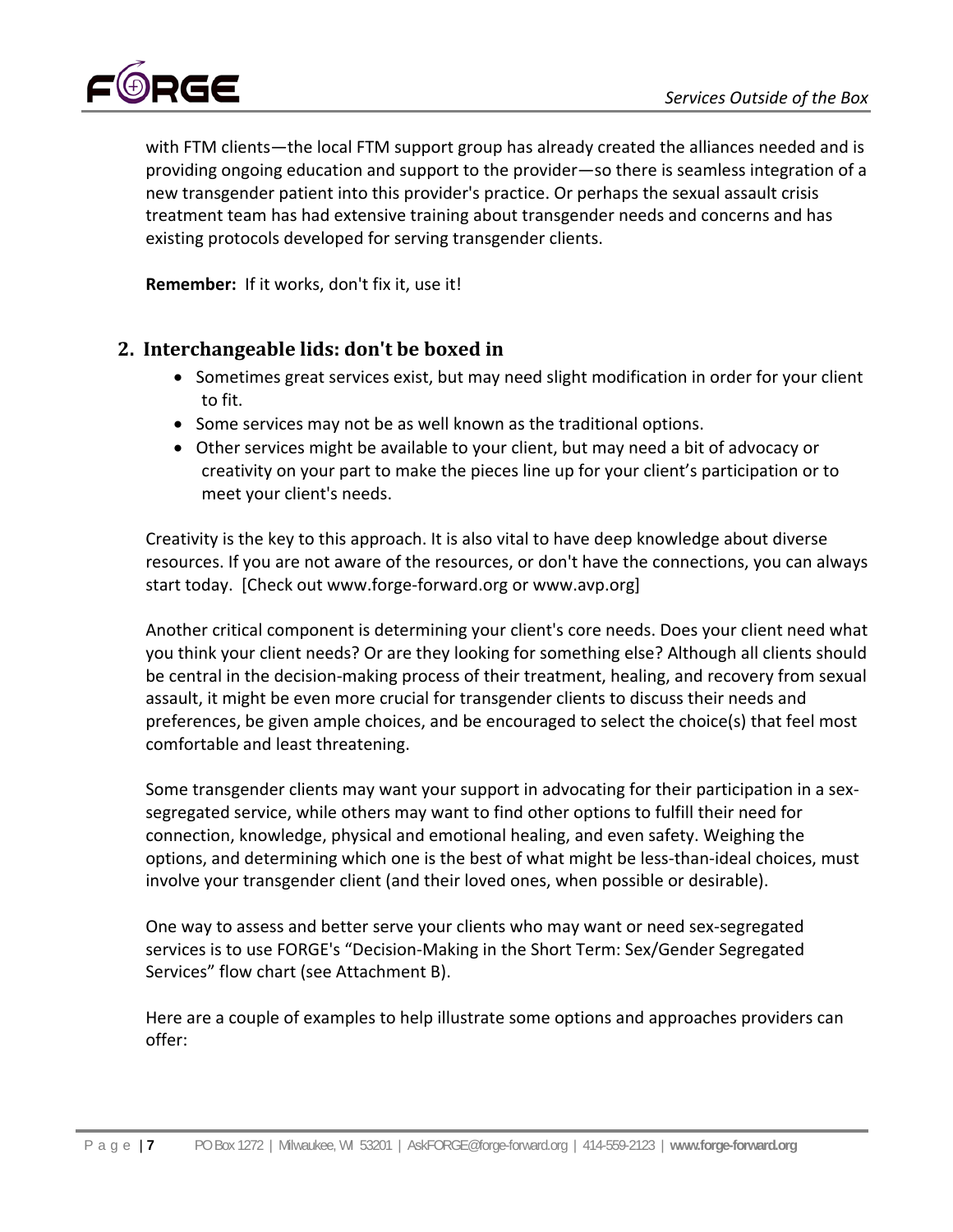with FTM clients—the local FTM support group has already created the alliances needed and is providing ongoing education and support to the provider—so there is seamless integration of a new transgender patient into this provider's practice. Or perhaps the sexual assault crisis treatment team has had extensive training about transgender needs and concerns and has existing protocols developed for serving transgender clients.

**Remember:** If it works, don't fix it, use it!

## 2. Interchangeable lids: don't be boxed in

- Sometimes great services exist, but may need slight modification in order for your client to fit.
- Some services may not be as well known as the traditional options.
- Other services might be available to your client, but may need a bit of advocacy or creativity on your part to make the pieces line up for your client's participation or to meet your client's needs.

Creativity is the key to this approach. It is also vital to have deep knowledge about diverse resources. If you are not aware of the resources, or don't have the connections, you can always start today. [Check out www.forge-forward.org or www.avp.org]

Another critical component is determining your client's core needs. Does your client need what you think your client needs? Or are they looking for something else? Although all clients should be central in the decision-making process of their treatment, healing, and recovery from sexual assault, it might be even more crucial for transgender clients to discuss their needs and preferences, be given ample choices, and be encouraged to select the choice(s) that feel most comfortable and least threatening.

Some transgender clients may want your support in advocating for their participation in a sex-segregated service, while others may want to find other options to fulfill their need for connection, knowledge, physical and emotional healing, and even safety. Weighing the options, and determining which one is the best of what might be less-than-ideal choices, must involve your transgender client (and their loved ones, when possible or desirable).

One way to assess and better serve your clients who may want or need sex-segregated services is to use FORGE's "Decision-Making in the Short Term: Sex/Gender Segregated Services" flow chart (see Attachment B).

Here are a couple of examples to help illustrate some options and approaches providers can offer: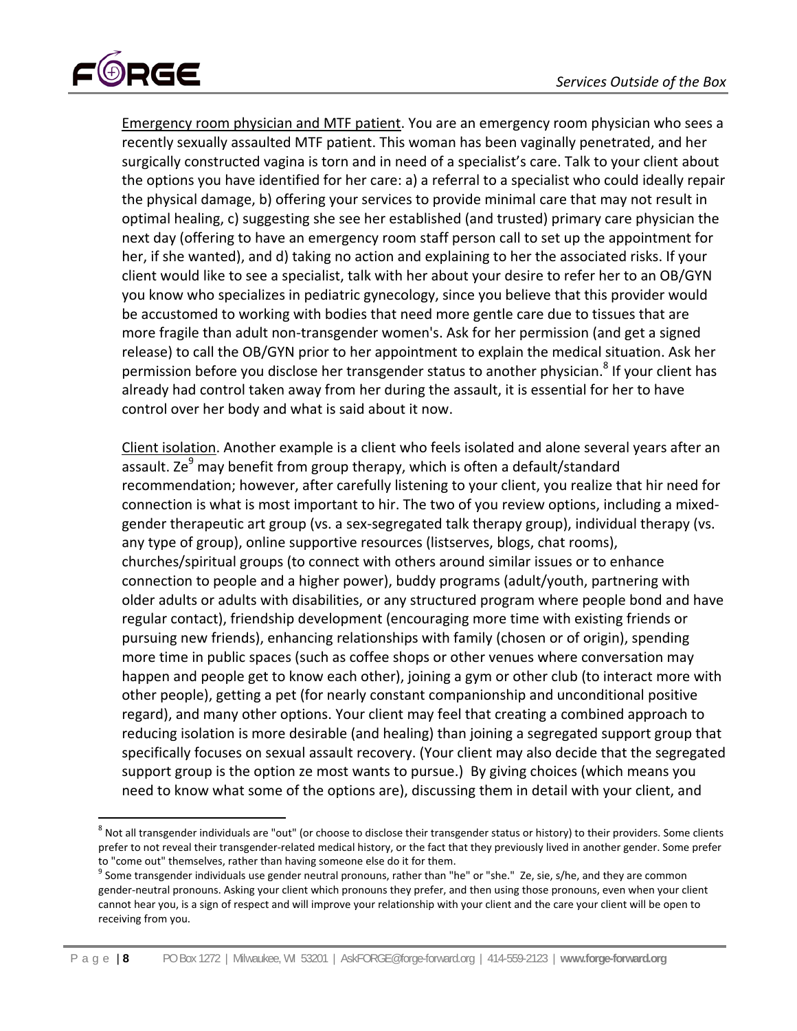Emergency room physician and MTF patient. You are an emergency room physician who sees a recently sexually assaulted MTF patient. This woman has been vaginally penetrated, and her surgically constructed vagina is torn and in need of a specialist's care. Talk to your client about the options you have identified for her care: a) a referral to a specialist who could ideally repair the physical damage, b) offering your services to provide minimal care that may not result in optimal healing, c) suggesting she see her established (and trusted) primary care physician the next day (offering to have an emergency room staff person call to set up the appointment for her, if she wanted), and d) taking no action and explaining to her the associated risks. If your client would like to see a specialist, talk with her about your desire to refer her to an OB/GYN you know who specializes in pediatric gynecology, since you believe that this provider would be accustomed to working with bodies that need more gentle care due to tissues that are more fragile than adult non-transgender women's. Ask for her permission (and get a signed release) to call the OB/GYN prior to her appointment to explain the medical situation. Ask her permission before you disclose her transgender status to another physician.[8] If your client has already had control taken away from her during the assault, it is essential for her to have control over her body and what is said about it now.

Client isolation. Another example is a client who feels isolated and alone several years after an assault. Ze[9] may benefit from group therapy, which is often a default/standard recommendation; however, after carefully listening to your client, you realize that hir need for connection is what is most important to hir. The two of you review options, including a mixed-gender therapeutic art group (vs. a sex-segregated talk therapy group), individual therapy (vs. any type of group), online supportive resources (listserves, blogs, chat rooms), churches/spiritual groups (to connect with others around similar issues or to enhance connection to people and a higher power), buddy programs (adult/youth, partnering with older adults or adults with disabilities, or any structured program where people bond and have regular contact), friendship development (encouraging more time with existing friends or pursuing new friends), enhancing relationships with family (chosen or of origin), spending more time in public spaces (such as coffee shops or other venues where conversation may happen and people get to know each other), joining a gym or other club (to interact more with other people), getting a pet (for nearly constant companionship and unconditional positive regard), and many other options. Your client may feel that creating a combined approach to reducing isolation is more desirable (and healing) than joining a segregated support group that specifically focuses on sexual assault recovery. (Your client may also decide that the segregated support group is the option ze most wants to pursue.) By giving choices (which means you need to know what some of the options are), discussing them in detail with your client, and

---

[8] Not all transgender individuals are "out" (or choose to disclose their transgender status or history) to their providers. Some clients prefer to not reveal their transgender-related medical history, or the fact that they previously lived in another gender. Some prefer to "come out" themselves, rather than having someone else do it for them.

[9] Some transgender individuals use gender neutral pronouns, rather than "he" or "she." Ze, sie, s/he, and they are common gender-neutral pronouns. Asking your client which pronouns they prefer, and then using those pronouns, even when your client cannot hear you, is a sign of respect and will improve your relationship with your client and the care your client will be open to receiving from you.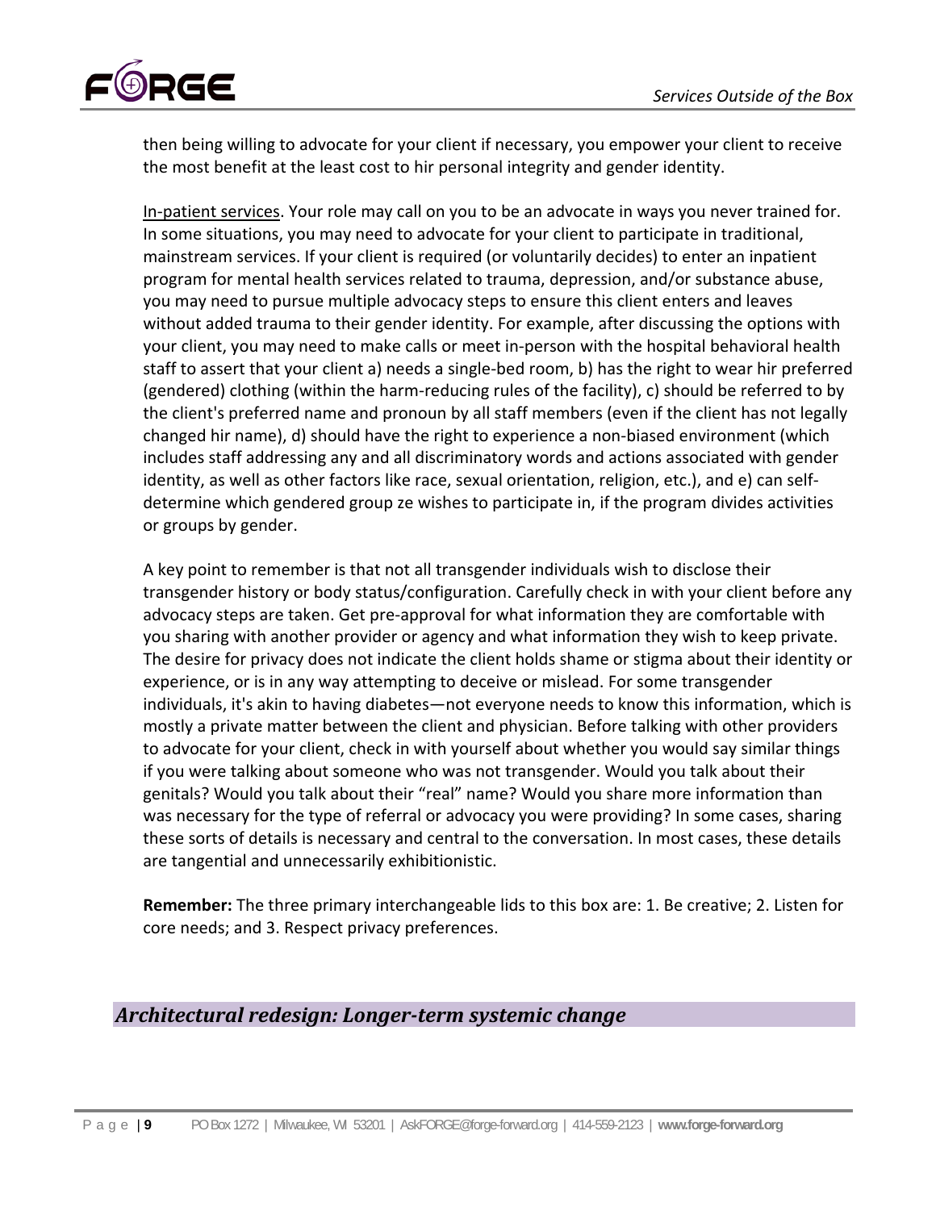then being willing to advocate for your client if necessary, you empower your client to receive the most benefit at the least cost to hir personal integrity and gender identity.

In-patient services. Your role may call on you to be an advocate in ways you never trained for. In some situations, you may need to advocate for your client to participate in traditional, mainstream services. If your client is required (or voluntarily decides) to enter an inpatient program for mental health services related to trauma, depression, and/or substance abuse, you may need to pursue multiple advocacy steps to ensure this client enters and leaves without added trauma to their gender identity. For example, after discussing the options with your client, you may need to make calls or meet in-person with the hospital behavioral health staff to assert that your client a) needs a single-bed room, b) has the right to wear hir preferred (gendered) clothing (within the harm-reducing rules of the facility), c) should be referred to by the client's preferred name and pronoun by all staff members (even if the client has not legally changed hir name), d) should have the right to experience a non-biased environment (which includes staff addressing any and all discriminatory words and actions associated with gender identity, as well as other factors like race, sexual orientation, religion, etc.), and e) can self-determine which gendered group ze wishes to participate in, if the program divides activities or groups by gender.

A key point to remember is that not all transgender individuals wish to disclose their transgender history or body status/configuration. Carefully check in with your client before any advocacy steps are taken. Get pre-approval for what information they are comfortable with you sharing with another provider or agency and what information they wish to keep private. The desire for privacy does not indicate the client holds shame or stigma about their identity or experience, or is in any way attempting to deceive or mislead. For some transgender individuals, it's akin to having diabetes—not everyone needs to know this information, which is mostly a private matter between the client and physician. Before talking with other providers to advocate for your client, check in with yourself about whether you would say similar things if you were talking about someone who was not transgender. Would you talk about their genitals? Would you talk about their "real" name? Would you share more information than was necessary for the type of referral or advocacy you were providing? In some cases, sharing these sorts of details is necessary and central to the conversation. In most cases, these details are tangential and unnecessarily exhibitionistic.

**Remember:** The three primary interchangeable lids to this box are: 1. Be creative; 2. Listen for core needs; and 3. Respect privacy preferences.

## *Architectural redesign: Longer-term systemic change*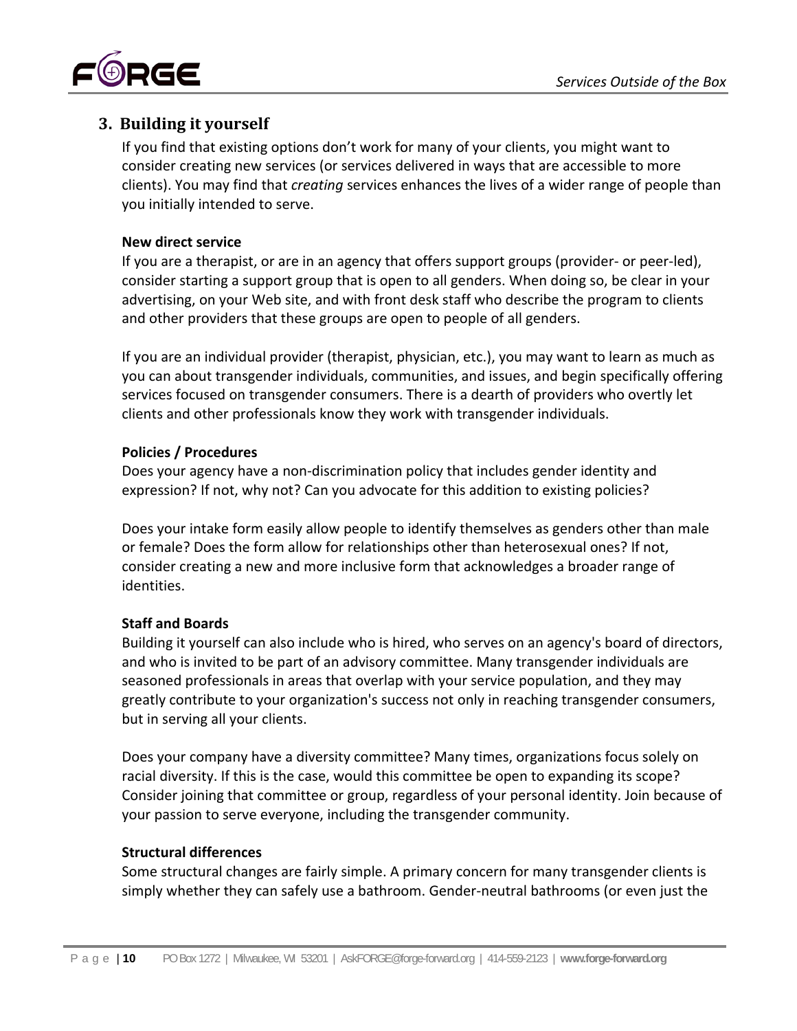## 3. Building it yourself

If you find that existing options don't work for many of your clients, you might want to consider creating new services (or services delivered in ways that are accessible to more clients). You may find that *creating* services enhances the lives of a wider range of people than you initially intended to serve.

**New direct service**

If you are a therapist, or are in an agency that offers support groups (provider- or peer-led), consider starting a support group that is open to all genders. When doing so, be clear in your advertising, on your Web site, and with front desk staff who describe the program to clients and other providers that these groups are open to people of all genders.

If you are an individual provider (therapist, physician, etc.), you may want to learn as much as you can about transgender individuals, communities, and issues, and begin specifically offering services focused on transgender consumers. There is a dearth of providers who overtly let clients and other professionals know they work with transgender individuals.

**Policies / Procedures**

Does your agency have a non-discrimination policy that includes gender identity and expression? If not, why not? Can you advocate for this addition to existing policies?

Does your intake form easily allow people to identify themselves as genders other than male or female? Does the form allow for relationships other than heterosexual ones? If not, consider creating a new and more inclusive form that acknowledges a broader range of identities.

**Staff and Boards**

Building it yourself can also include who is hired, who serves on an agency's board of directors, and who is invited to be part of an advisory committee. Many transgender individuals are seasoned professionals in areas that overlap with your service population, and they may greatly contribute to your organization's success not only in reaching transgender consumers, but in serving all your clients.

Does your company have a diversity committee? Many times, organizations focus solely on racial diversity. If this is the case, would this committee be open to expanding its scope? Consider joining that committee or group, regardless of your personal identity. Join because of your passion to serve everyone, including the transgender community.

**Structural differences**

Some structural changes are fairly simple. A primary concern for many transgender clients is simply whether they can safely use a bathroom. Gender-neutral bathrooms (or even just the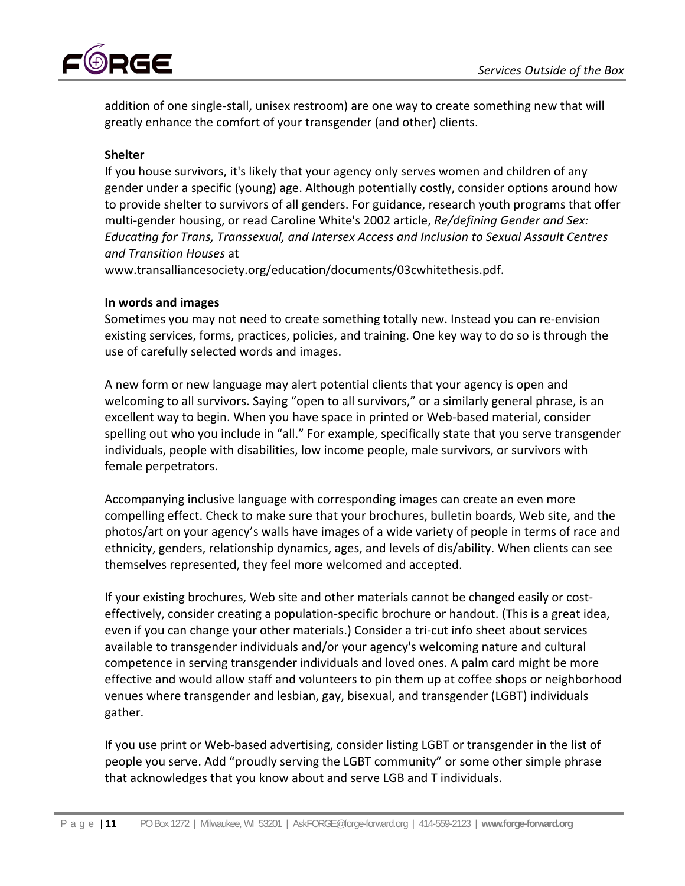addition of one single-stall, unisex restroom) are one way to create something new that will greatly enhance the comfort of your transgender (and other) clients.

**Shelter**

If you house survivors, it's likely that your agency only serves women and children of any gender under a specific (young) age. Although potentially costly, consider options around how to provide shelter to survivors of all genders. For guidance, research youth programs that offer multi-gender housing, or read Caroline White's 2002 article, *Re/defining Gender and Sex: Educating for Trans, Transsexual, and Intersex Access and Inclusion to Sexual Assault Centres and Transition Houses* at www.transalliancesociety.org/education/documents/03cwhitethesis.pdf.

**In words and images**

Sometimes you may not need to create something totally new. Instead you can re-envision existing services, forms, practices, policies, and training. One key way to do so is through the use of carefully selected words and images.

A new form or new language may alert potential clients that your agency is open and welcoming to all survivors. Saying "open to all survivors," or a similarly general phrase, is an excellent way to begin. When you have space in printed or Web-based material, consider spelling out who you include in "all." For example, specifically state that you serve transgender individuals, people with disabilities, low income people, male survivors, or survivors with female perpetrators.

Accompanying inclusive language with corresponding images can create an even more compelling effect. Check to make sure that your brochures, bulletin boards, Web site, and the photos/art on your agency's walls have images of a wide variety of people in terms of race and ethnicity, genders, relationship dynamics, ages, and levels of dis/ability. When clients can see themselves represented, they feel more welcomed and accepted.

If your existing brochures, Web site and other materials cannot be changed easily or cost-effectively, consider creating a population-specific brochure or handout. (This is a great idea, even if you can change your other materials.) Consider a tri-cut info sheet about services available to transgender individuals and/or your agency's welcoming nature and cultural competence in serving transgender individuals and loved ones. A palm card might be more effective and would allow staff and volunteers to pin them up at coffee shops or neighborhood venues where transgender and lesbian, gay, bisexual, and transgender (LGBT) individuals gather.

If you use print or Web-based advertising, consider listing LGBT or transgender in the list of people you serve. Add "proudly serving the LGBT community" or some other simple phrase that acknowledges that you know about and serve LGB and T individuals.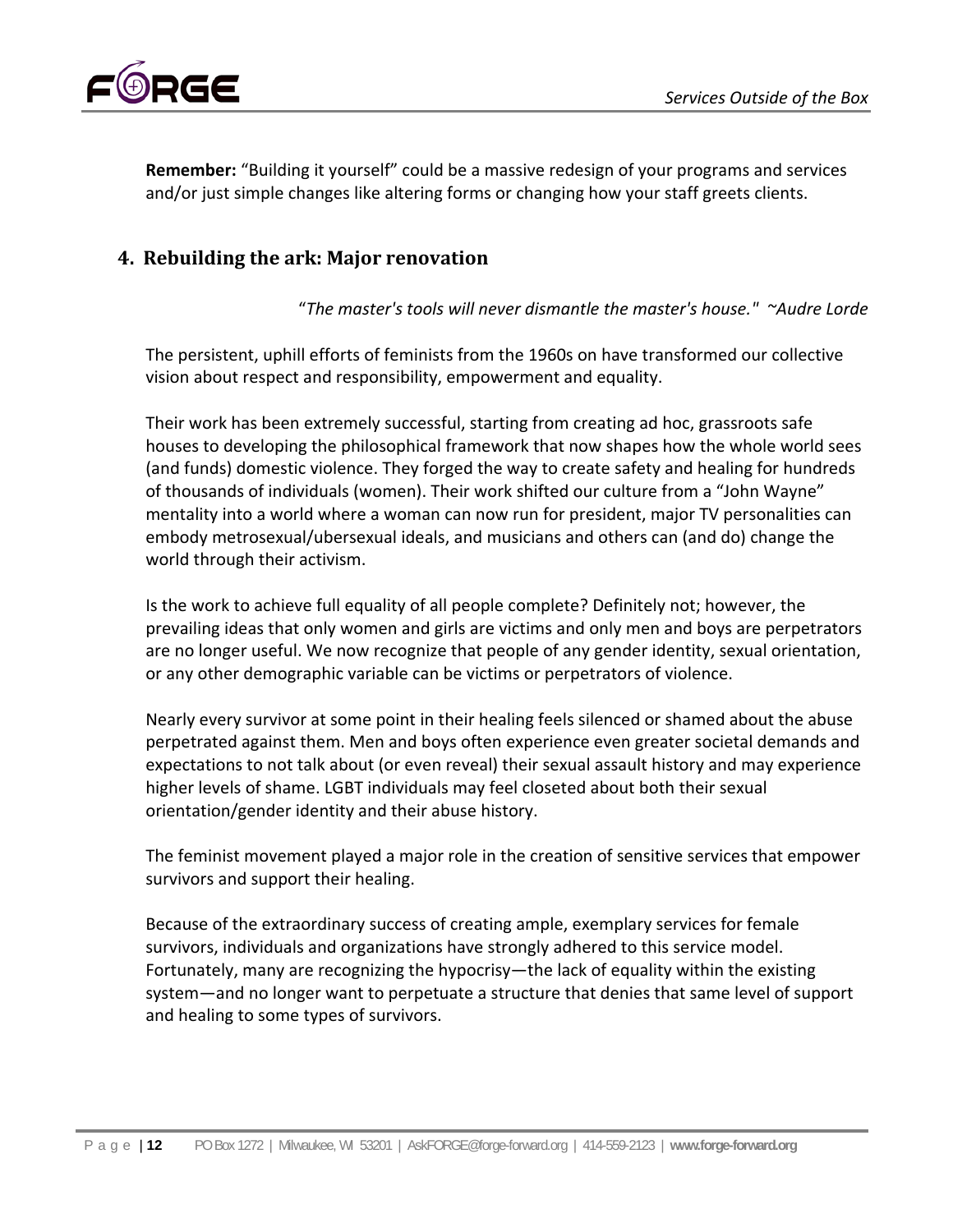**Remember:** “Building it yourself” could be a massive redesign of your programs and services and/or just simple changes like altering forms or changing how your staff greets clients.

## 4. Rebuilding the ark: Major renovation

“*The master's tools will never dismantle the master's house.*" *~Audre Lorde*

The persistent, uphill efforts of feminists from the 1960s on have transformed our collective vision about respect and responsibility, empowerment and equality.

Their work has been extremely successful, starting from creating ad hoc, grassroots safe houses to developing the philosophical framework that now shapes how the whole world sees (and funds) domestic violence. They forged the way to create safety and healing for hundreds of thousands of individuals (women). Their work shifted our culture from a “John Wayne” mentality into a world where a woman can now run for president, major TV personalities can embody metrosexual/ubersexual ideals, and musicians and others can (and do) change the world through their activism.

Is the work to achieve full equality of all people complete? Definitely not; however, the prevailing ideas that only women and girls are victims and only men and boys are perpetrators are no longer useful. We now recognize that people of any gender identity, sexual orientation, or any other demographic variable can be victims or perpetrators of violence.

Nearly every survivor at some point in their healing feels silenced or shamed about the abuse perpetrated against them. Men and boys often experience even greater societal demands and expectations to not talk about (or even reveal) their sexual assault history and may experience higher levels of shame. LGBT individuals may feel closeted about both their sexual orientation/gender identity and their abuse history.

The feminist movement played a major role in the creation of sensitive services that empower survivors and support their healing.

Because of the extraordinary success of creating ample, exemplary services for female survivors, individuals and organizations have strongly adhered to this service model. Fortunately, many are recognizing the hypocrisy—the lack of equality within the existing system—and no longer want to perpetuate a structure that denies that same level of support and healing to some types of survivors.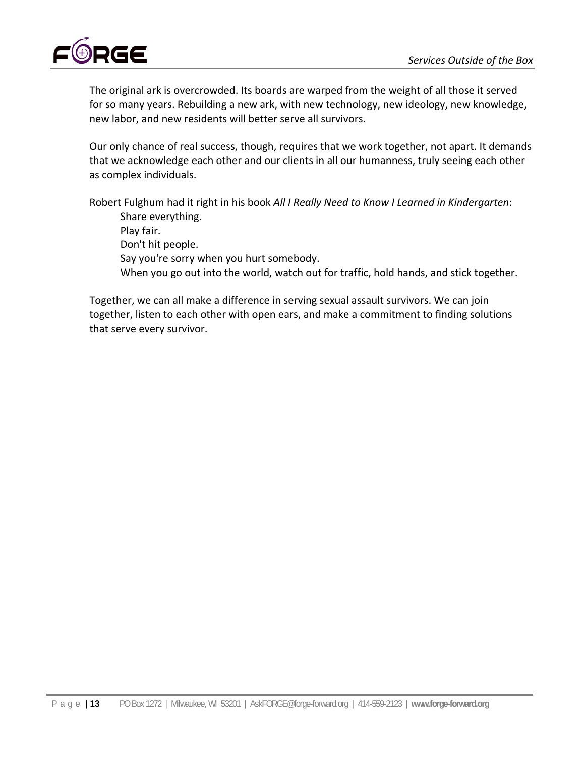The original ark is overcrowded. Its boards are warped from the weight of all those it served for so many years. Rebuilding a new ark, with new technology, new ideology, new knowledge, new labor, and new residents will better serve all survivors.

Our only chance of real success, though, requires that we work together, not apart. It demands that we acknowledge each other and our clients in all our humanness, truly seeing each other as complex individuals.

Robert Fulghum had it right in his book *All I Really Need to Know I Learned in Kindergarten*:

> Share everything.
> Play fair.
> Don't hit people.
> Say you're sorry when you hurt somebody.
> When you go out into the world, watch out for traffic, hold hands, and stick together.

Together, we can all make a difference in serving sexual assault survivors. We can join together, listen to each other with open ears, and make a commitment to finding solutions that serve every survivor.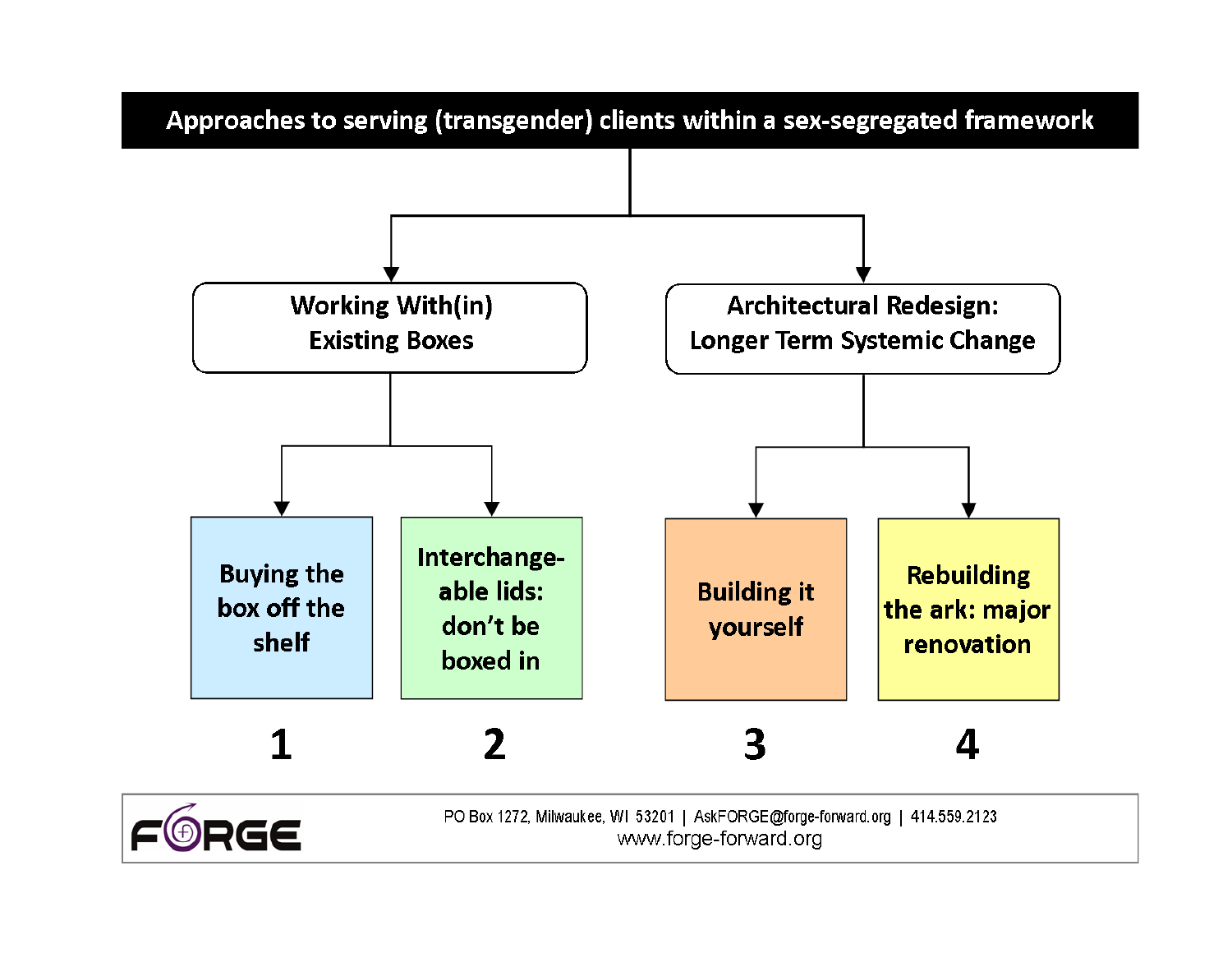# Approaches to serving (transgender) clients within a sex-segregated framework

## Working With(in) Existing Boxes

1. Buying the box off the shelf
2. Interchange-able lids: don't be boxed in

## Architectural Redesign: Longer Term Systemic Change

3. Building it yourself
4. Rebuilding the ark: major renovation

FORGE

PO Box 1272, Milwaukee, WI 53201 | AskFORGE@forge-forward.org | 414.559.2123
www.forge-forward.org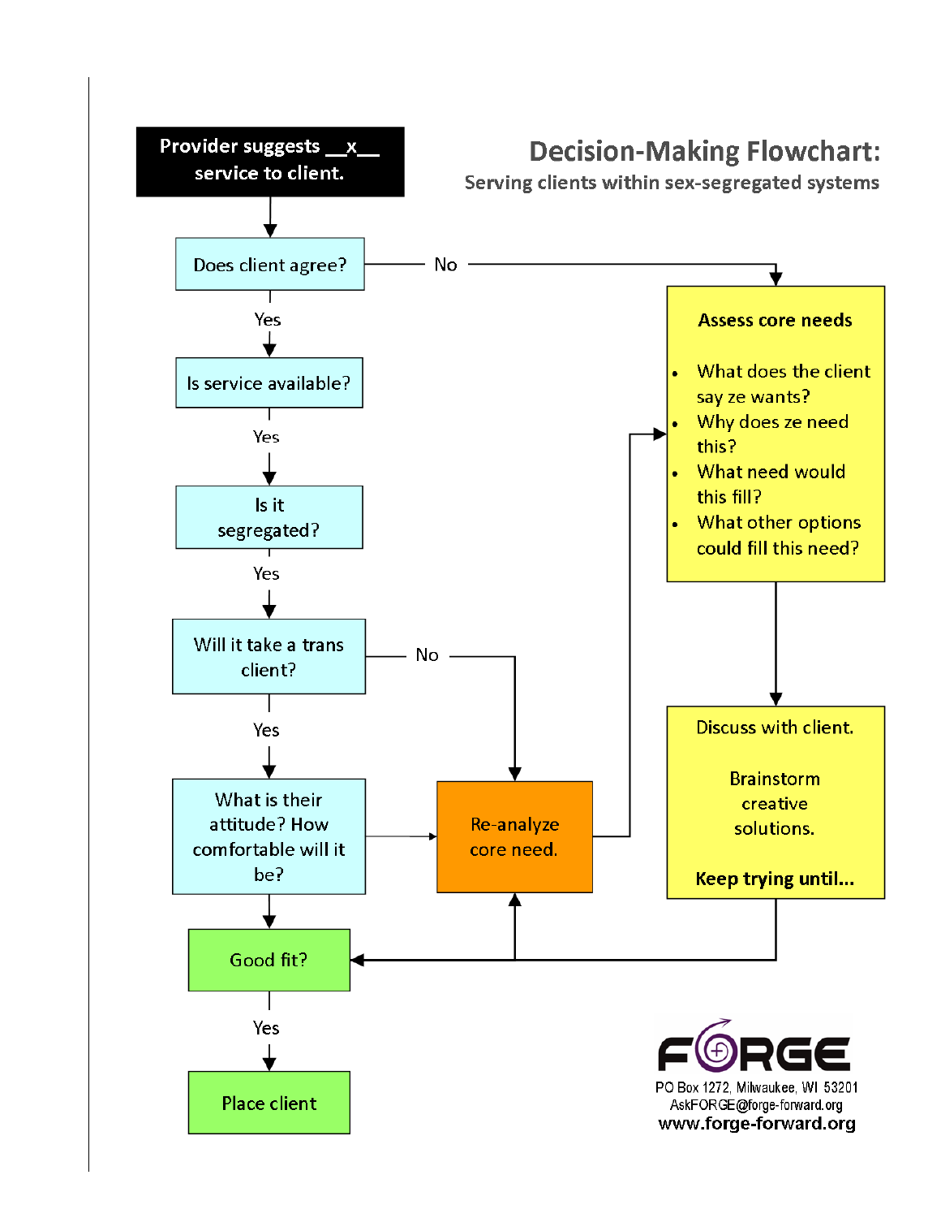# Decision-Making Flowchart:

## Serving clients within sex-segregated systems

Provider suggests __x__ service to client.

Does client agree?

No

Yes

Is service available?

Yes

Is it segregated?

Yes

Will it take a trans client?

No

Yes

What is their attitude? How comfortable will it be?

Re-analyze core need.

**Assess core needs**

- What does the client say ze wants?
- Why does ze need this?
- What need would this fill?
- What other options could fill this need?

Discuss with client.

Brainstorm creative solutions.

**Keep trying until...**

Good fit?

Yes

Place client

FORGE

PO Box 1272, Milwaukee, WI 53201

AskFORGE@forge-forward.org

www.forge-forward.org